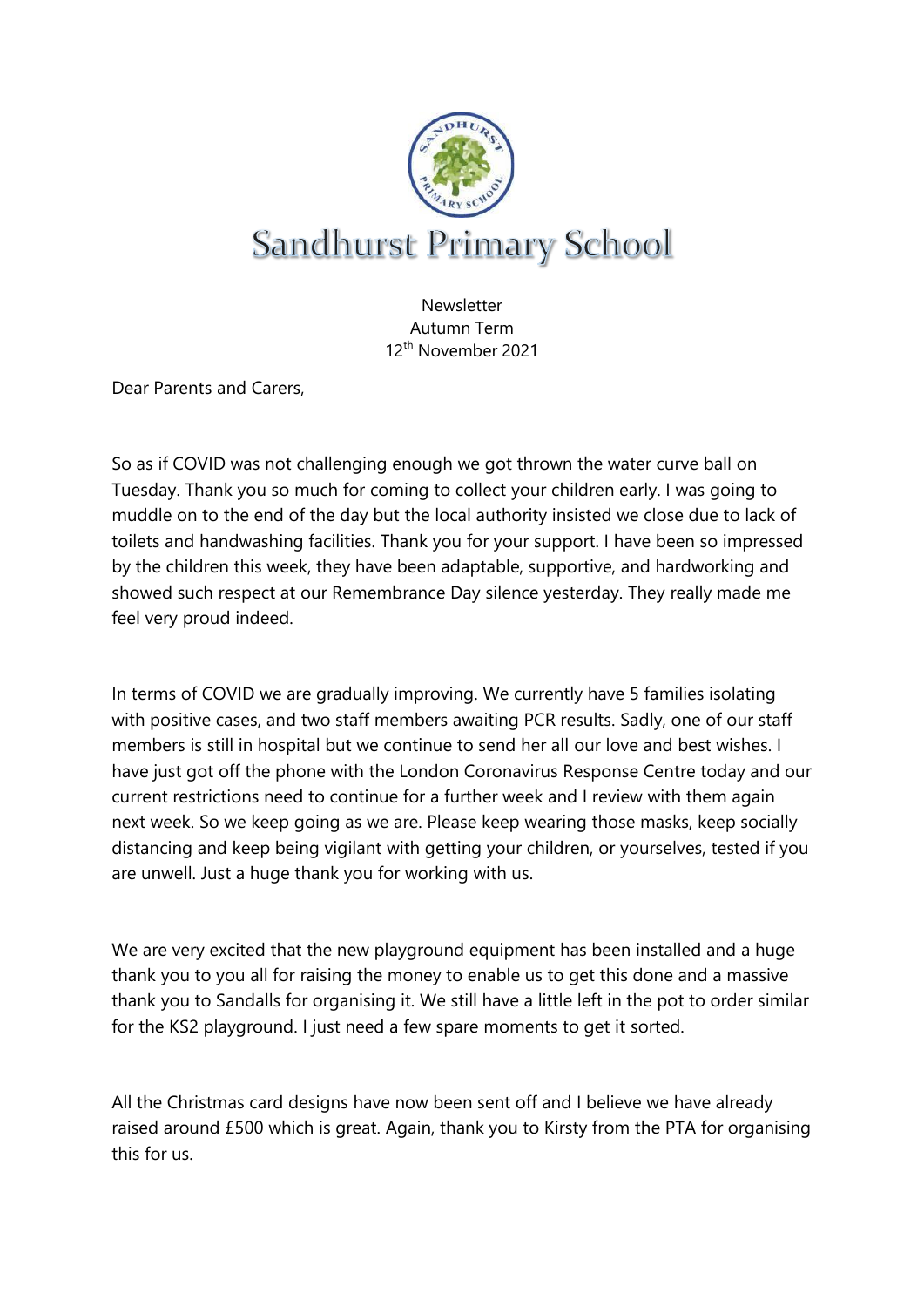# Sandhurst Primary School

Newsletter
Autumn Term
12th November 2021

Dear Parents and Carers,

So as if COVID was not challenging enough we got thrown the water curve ball on Tuesday. Thank you so much for coming to collect your children early. I was going to muddle on to the end of the day but the local authority insisted we close due to lack of toilets and handwashing facilities. Thank you for your support. I have been so impressed by the children this week, they have been adaptable, supportive, and hardworking and showed such respect at our Remembrance Day silence yesterday. They really made me feel very proud indeed.

In terms of COVID we are gradually improving. We currently have 5 families isolating with positive cases, and two staff members awaiting PCR results. Sadly, one of our staff members is still in hospital but we continue to send her all our love and best wishes. I have just got off the phone with the London Coronavirus Response Centre today and our current restrictions need to continue for a further week and I review with them again next week. So we keep going as we are. Please keep wearing those masks, keep socially distancing and keep being vigilant with getting your children, or yourselves, tested if you are unwell. Just a huge thank you for working with us.

We are very excited that the new playground equipment has been installed and a huge thank you to you all for raising the money to enable us to get this done and a massive thank you to Sandalls for organising it. We still have a little left in the pot to order similar for the KS2 playground. I just need a few spare moments to get it sorted.

All the Christmas card designs have now been sent off and I believe we have already raised around £500 which is great. Again, thank you to Kirsty from the PTA for organising this for us.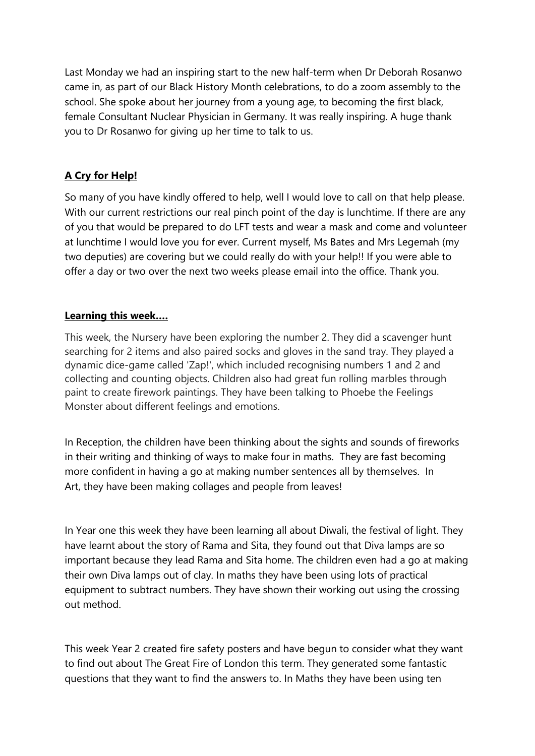Last Monday we had an inspiring start to the new half-term when Dr Deborah Rosanwo came in, as part of our Black History Month celebrations, to do a zoom assembly to the school. She spoke about her journey from a young age, to becoming the first black, female Consultant Nuclear Physician in Germany. It was really inspiring. A huge thank you to Dr Rosanwo for giving up her time to talk to us.

## **A Cry for Help!**

So many of you have kindly offered to help, well I would love to call on that help please. With our current restrictions our real pinch point of the day is lunchtime. If there are any of you that would be prepared to do LFT tests and wear a mask and come and volunteer at lunchtime I would love you for ever. Current myself, Ms Bates and Mrs Legemah (my two deputies) are covering but we could really do with your help!! If you were able to offer a day or two over the next two weeks please email into the office. Thank you.

## **Learning this week….**

This week, the Nursery have been exploring the number 2. They did a scavenger hunt searching for 2 items and also paired socks and gloves in the sand tray. They played a dynamic dice-game called 'Zap!', which included recognising numbers 1 and 2 and collecting and counting objects. Children also had great fun rolling marbles through paint to create firework paintings. They have been talking to Phoebe the Feelings Monster about different feelings and emotions.

In Reception, the children have been thinking about the sights and sounds of fireworks in their writing and thinking of ways to make four in maths. They are fast becoming more confident in having a go at making number sentences all by themselves. In Art, they have been making collages and people from leaves!

In Year one this week they have been learning all about Diwali, the festival of light. They have learnt about the story of Rama and Sita, they found out that Diva lamps are so important because they lead Rama and Sita home. The children even had a go at making their own Diva lamps out of clay. In maths they have been using lots of practical equipment to subtract numbers. They have shown their working out using the crossing out method.

This week Year 2 created fire safety posters and have begun to consider what they want to find out about The Great Fire of London this term. They generated some fantastic questions that they want to find the answers to. In Maths they have been using ten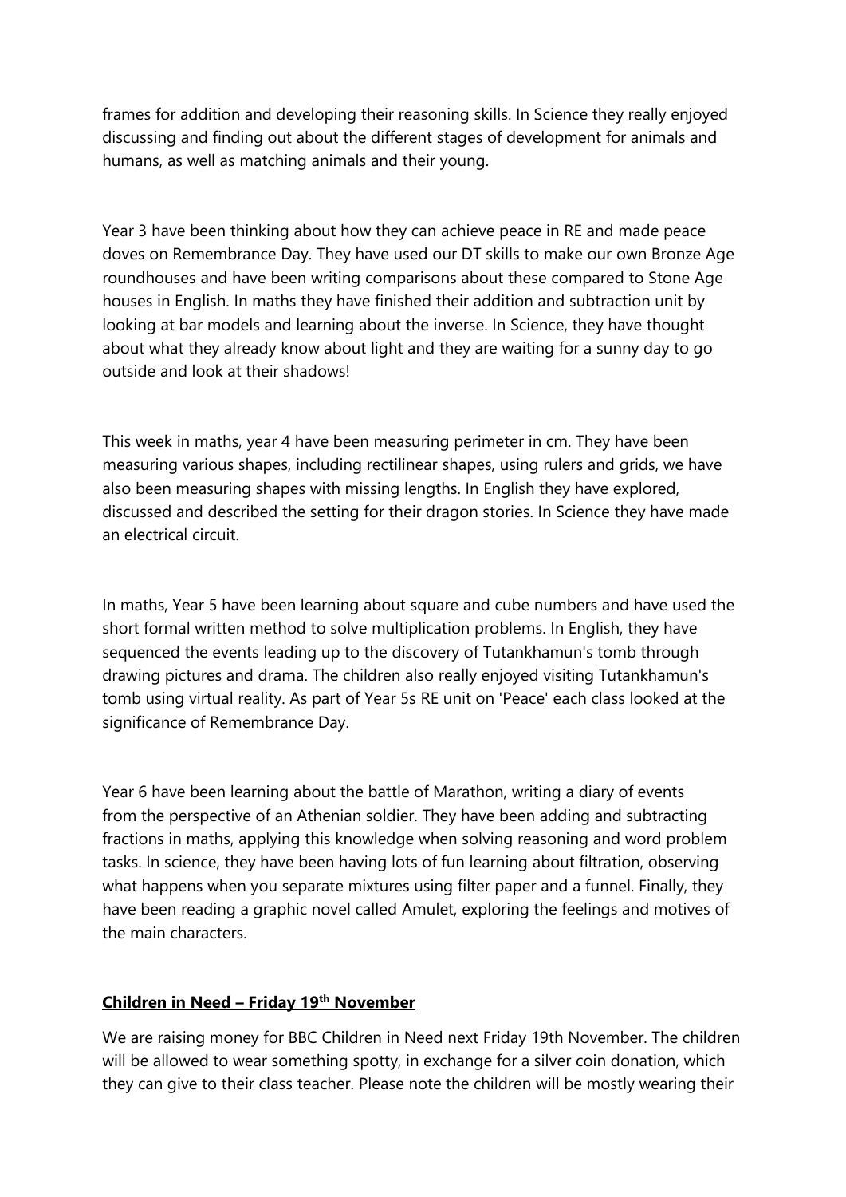frames for addition and developing their reasoning skills. In Science they really enjoyed discussing and finding out about the different stages of development for animals and humans, as well as matching animals and their young.

Year 3 have been thinking about how they can achieve peace in RE and made peace doves on Remembrance Day. They have used our DT skills to make our own Bronze Age roundhouses and have been writing comparisons about these compared to Stone Age houses in English. In maths they have finished their addition and subtraction unit by looking at bar models and learning about the inverse. In Science, they have thought about what they already know about light and they are waiting for a sunny day to go outside and look at their shadows!

This week in maths, year 4 have been measuring perimeter in cm. They have been measuring various shapes, including rectilinear shapes, using rulers and grids, we have also been measuring shapes with missing lengths. In English they have explored, discussed and described the setting for their dragon stories. In Science they have made an electrical circuit.

In maths, Year 5 have been learning about square and cube numbers and have used the short formal written method to solve multiplication problems. In English, they have sequenced the events leading up to the discovery of Tutankhamun's tomb through drawing pictures and drama. The children also really enjoyed visiting Tutankhamun's tomb using virtual reality. As part of Year 5s RE unit on 'Peace' each class looked at the significance of Remembrance Day.

Year 6 have been learning about the battle of Marathon, writing a diary of events from the perspective of an Athenian soldier. They have been adding and subtracting fractions in maths, applying this knowledge when solving reasoning and word problem tasks. In science, they have been having lots of fun learning about filtration, observing what happens when you separate mixtures using filter paper and a funnel. Finally, they have been reading a graphic novel called Amulet, exploring the feelings and motives of the main characters.

**Children in Need – Friday 19th November**

We are raising money for BBC Children in Need next Friday 19th November. The children will be allowed to wear something spotty, in exchange for a silver coin donation, which they can give to their class teacher. Please note the children will be mostly wearing their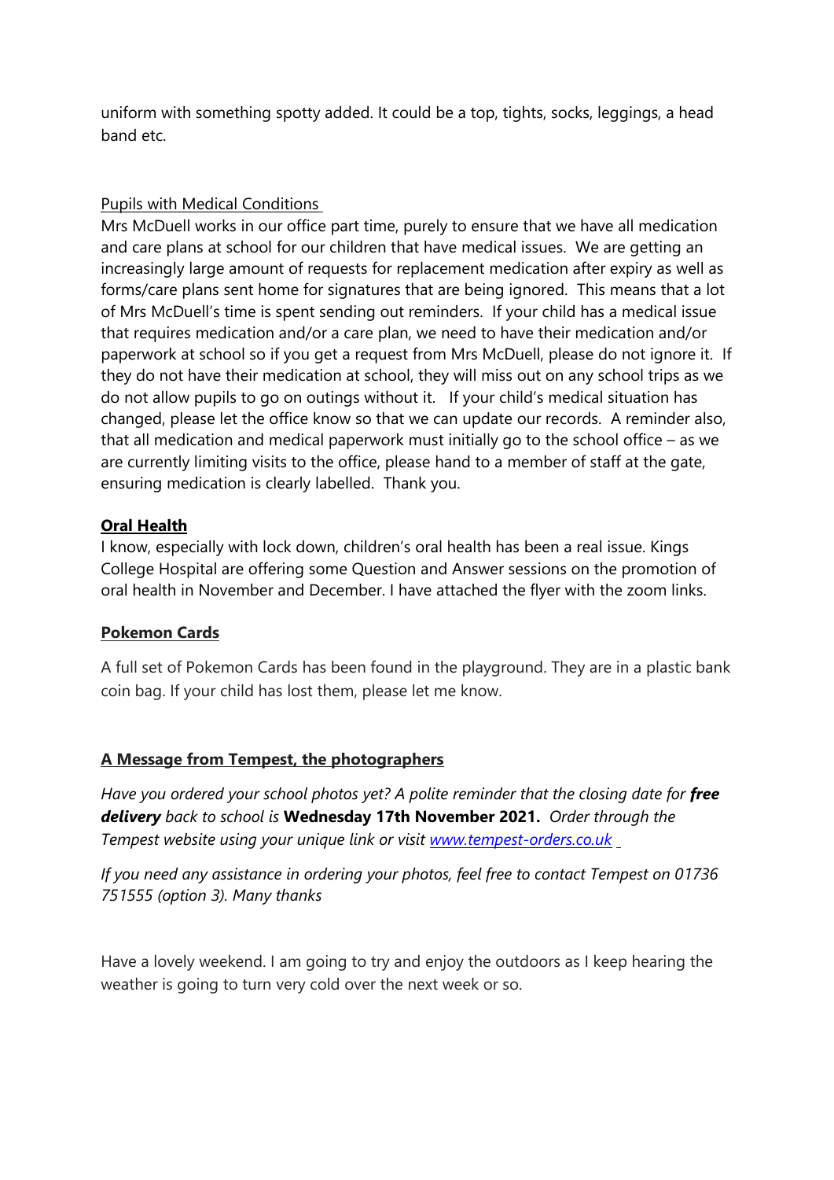uniform with something spotty added. It could be a top, tights, socks, leggings, a head band etc.

Pupils with Medical Conditions

Mrs McDuell works in our office part time, purely to ensure that we have all medication and care plans at school for our children that have medical issues. We are getting an increasingly large amount of requests for replacement medication after expiry as well as forms/care plans sent home for signatures that are being ignored. This means that a lot of Mrs McDuell's time is spent sending out reminders. If your child has a medical issue that requires medication and/or a care plan, we need to have their medication and/or paperwork at school so if you get a request from Mrs McDuell, please do not ignore it. If they do not have their medication at school, they will miss out on any school trips as we do not allow pupils to go on outings without it. If your child's medical situation has changed, please let the office know so that we can update our records. A reminder also, that all medication and medical paperwork must initially go to the school office – as we are currently limiting visits to the office, please hand to a member of staff at the gate, ensuring medication is clearly labelled. Thank you.

**Oral Health**

I know, especially with lock down, children's oral health has been a real issue. Kings College Hospital are offering some Question and Answer sessions on the promotion of oral health in November and December. I have attached the flyer with the zoom links.

**Pokemon Cards**

A full set of Pokemon Cards has been found in the playground. They are in a plastic bank coin bag. If your child has lost them, please let me know.

**A Message from Tempest, the photographers**

*Have you ordered your school photos yet? A polite reminder that the closing date for* ***free delivery*** *back to school is* **Wednesday 17th November 2021.** *Order through the Tempest website using your unique link or visit [www.tempest-orders.co.uk](http://www.tempest-orders.co.uk)*

*If you need any assistance in ordering your photos, feel free to contact Tempest on 01736 751555 (option 3). Many thanks*

Have a lovely weekend. I am going to try and enjoy the outdoors as I keep hearing the weather is going to turn very cold over the next week or so.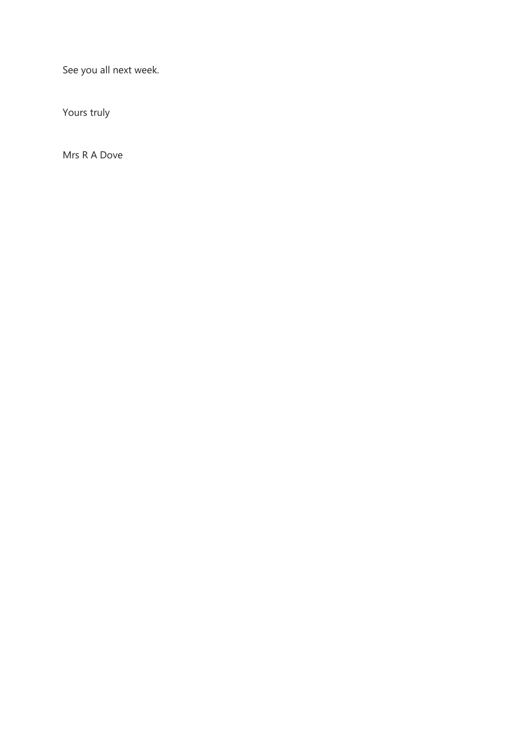See you all next week.

Yours truly

Mrs R A Dove